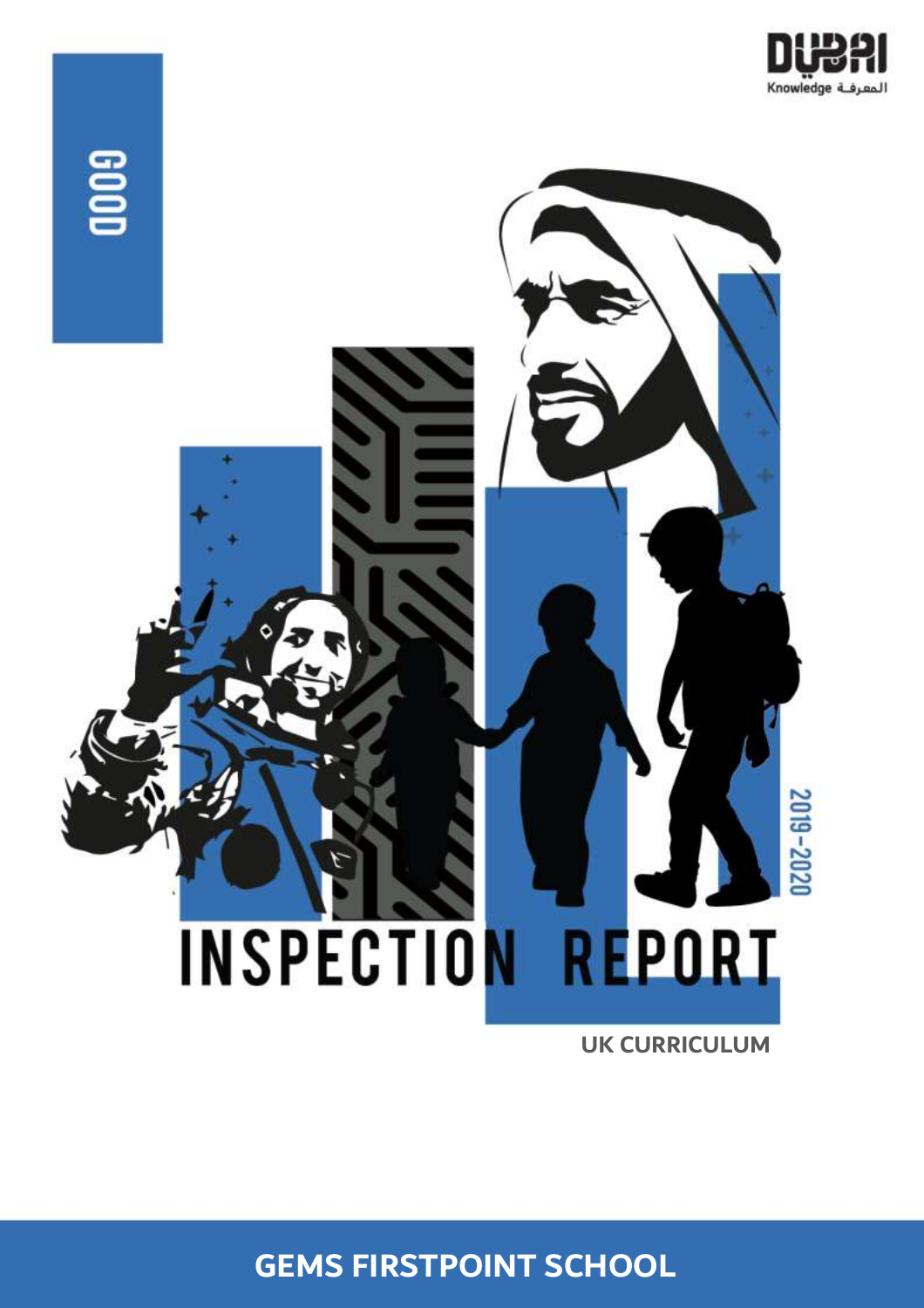GOOD

DUBAI
Knowledge المعرفة

2019-2020

# INSPECTION REPORT

UK CURRICULUM

## GEMS FIRSTPOINT SCHOOL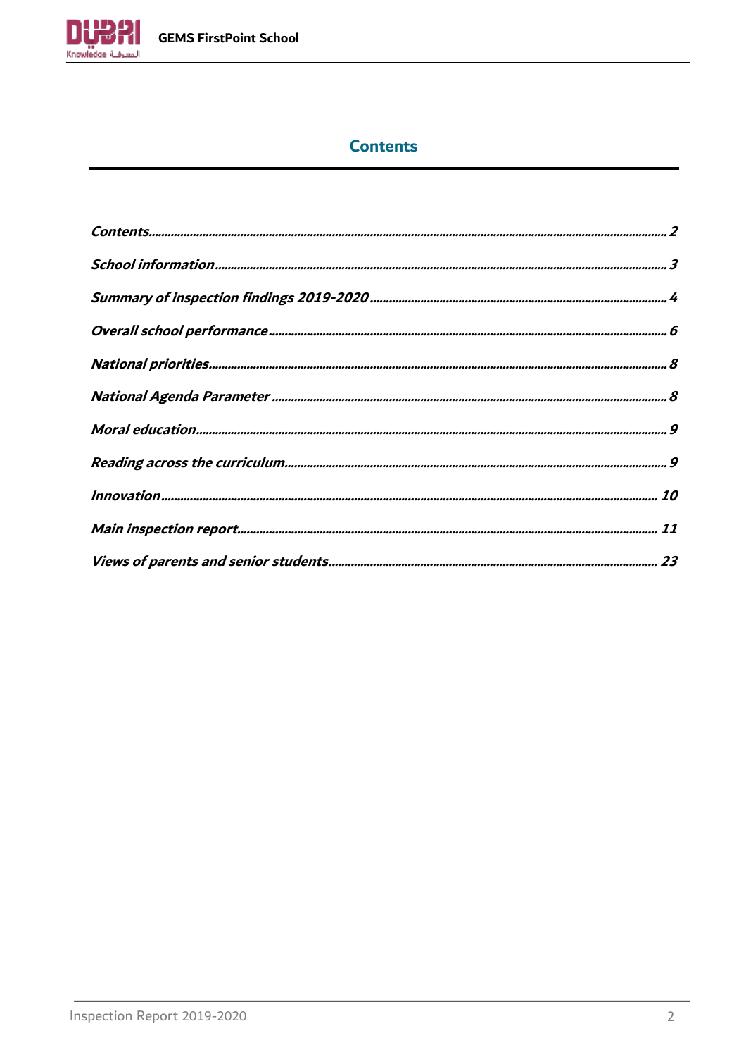# Contents

*Contents* ........ 2

*School information* ........ 3

*Summary of inspection findings 2019-2020* ........ 4

*Overall school performance* ........ 6

*National priorities* ........ 8

*National Agenda Parameter* ........ 8

*Moral education* ........ 9

*Reading across the curriculum* ........ 9

*Innovation* ........ 10

*Main inspection report* ........ 11

*Views of parents and senior students* ........ 23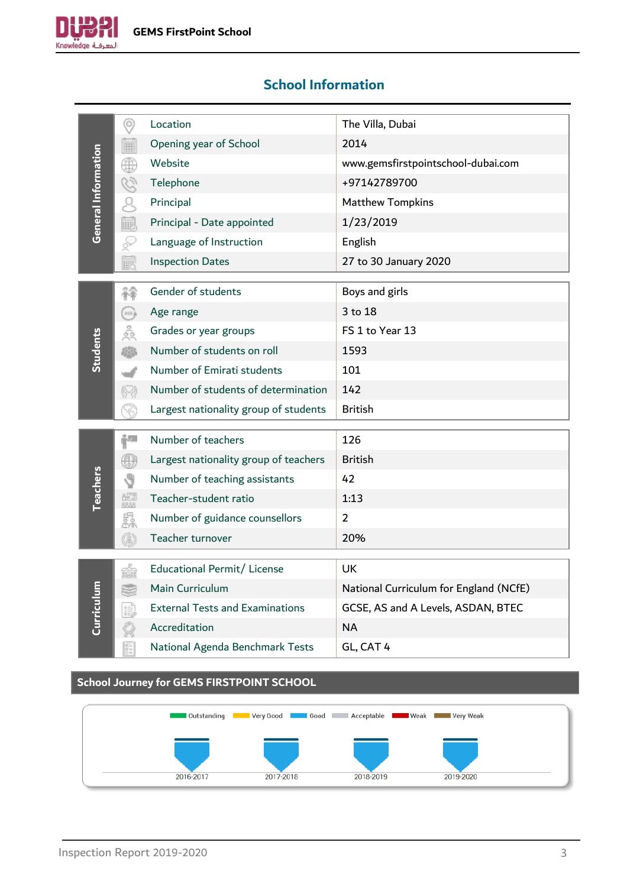## School Information

| | | |
|---|---|---|
| General Information | Location | The Villa, Dubai |
| | Opening year of School | 2014 |
| | Website | www.gemsfirstpointschool-dubai.com |
| | Telephone | +97142789700 |
| | Principal | Matthew Tompkins |
| | Principal - Date appointed | 1/23/2019 |
| | Language of Instruction | English |
| | Inspection Dates | 27 to 30 January 2020 |
| Students | Gender of students | Boys and girls |
| | Age range | 3 to 18 |
| | Grades or year groups | FS 1 to Year 13 |
| | Number of students on roll | 1593 |
| | Number of Emirati students | 101 |
| | Number of students of determination | 142 |
| | Largest nationality group of students | British |
| Teachers | Number of teachers | 126 |
| | Largest nationality group of teachers | British |
| | Number of teaching assistants | 42 |
| | Teacher-student ratio | 1:13 |
| | Number of guidance counsellors | 2 |
| | Teacher turnover | 20% |
| Curriculum | Educational Permit/ License | UK |
| | Main Curriculum | National Curriculum for England (NCfE) |
| | External Tests and Examinations | GCSE, AS and A Levels, ASDAN, BTEC |
| | Accreditation | NA |
| | National Agenda Benchmark Tests | GL, CAT 4 |

### School Journey for GEMS FIRSTPOINT SCHOOL

Outstanding | Very Good | Good | Acceptable | Weak | Very Weak

| 2016-2017 | 2017-2018 | 2018-2019 | 2019-2020 |
|---|---|---|---|
| Good | Good | Good | Good |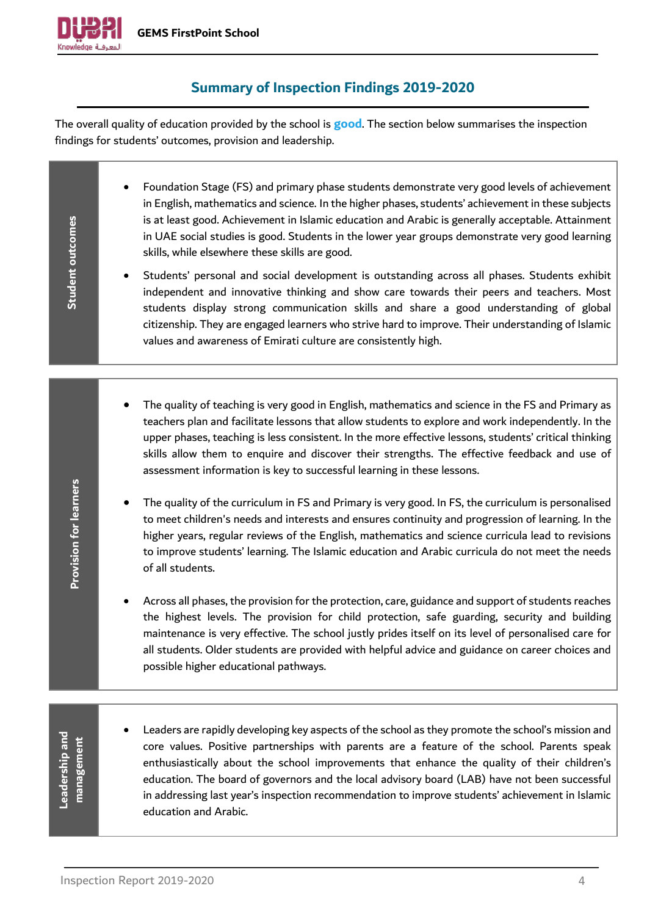## Summary of Inspection Findings 2019-2020

The overall quality of education provided by the school is **good**. The section below summarises the inspection findings for students' outcomes, provision and leadership.

### Student outcomes

- Foundation Stage (FS) and primary phase students demonstrate very good levels of achievement in English, mathematics and science. In the higher phases, students' achievement in these subjects is at least good. Achievement in Islamic education and Arabic is generally acceptable. Attainment in UAE social studies is good. Students in the lower year groups demonstrate very good learning skills, while elsewhere these skills are good.
- Students' personal and social development is outstanding across all phases. Students exhibit independent and innovative thinking and show care towards their peers and teachers. Most students display strong communication skills and share a good understanding of global citizenship. They are engaged learners who strive hard to improve. Their understanding of Islamic values and awareness of Emirati culture are consistently high.

### Provision for learners

- The quality of teaching is very good in English, mathematics and science in the FS and Primary as teachers plan and facilitate lessons that allow students to explore and work independently. In the upper phases, teaching is less consistent. In the more effective lessons, students' critical thinking skills allow them to enquire and discover their strengths. The effective feedback and use of assessment information is key to successful learning in these lessons.
- The quality of the curriculum in FS and Primary is very good. In FS, the curriculum is personalised to meet children's needs and interests and ensures continuity and progression of learning. In the higher years, regular reviews of the English, mathematics and science curricula lead to revisions to improve students' learning. The Islamic education and Arabic curricula do not meet the needs of all students.
- Across all phases, the provision for the protection, care, guidance and support of students reaches the highest levels. The provision for child protection, safe guarding, security and building maintenance is very effective. The school justly prides itself on its level of personalised care for all students. Older students are provided with helpful advice and guidance on career choices and possible higher educational pathways.

### Leadership and management

- Leaders are rapidly developing key aspects of the school as they promote the school's mission and core values. Positive partnerships with parents are a feature of the school. Parents speak enthusiastically about the school improvements that enhance the quality of their children's education. The board of governors and the local advisory board (LAB) have not been successful in addressing last year's inspection recommendation to improve students' achievement in Islamic education and Arabic.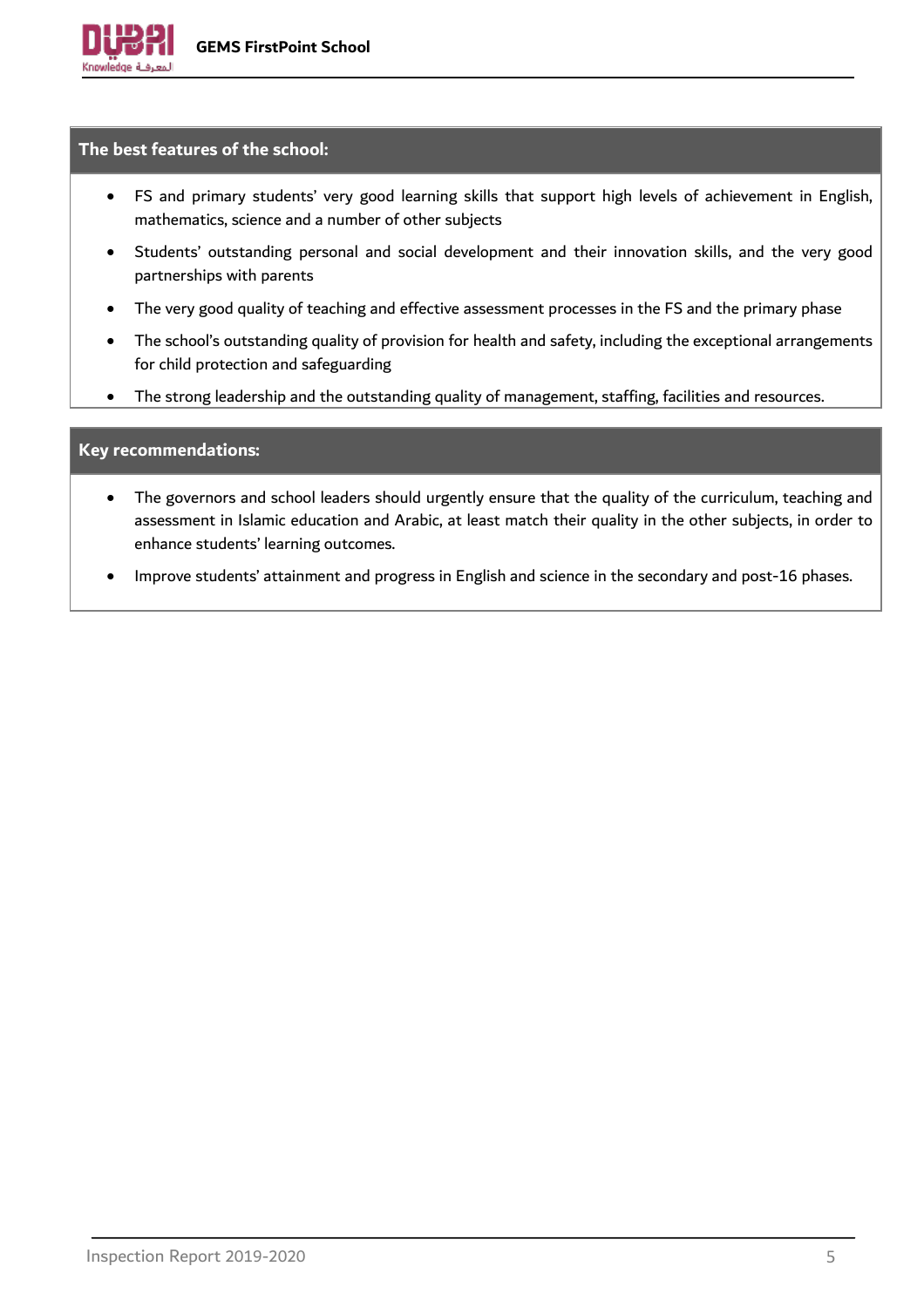## The best features of the school:

- FS and primary students' very good learning skills that support high levels of achievement in English, mathematics, science and a number of other subjects
- Students' outstanding personal and social development and their innovation skills, and the very good partnerships with parents
- The very good quality of teaching and effective assessment processes in the FS and the primary phase
- The school's outstanding quality of provision for health and safety, including the exceptional arrangements for child protection and safeguarding
- The strong leadership and the outstanding quality of management, staffing, facilities and resources.

## Key recommendations:

- The governors and school leaders should urgently ensure that the quality of the curriculum, teaching and assessment in Islamic education and Arabic, at least match their quality in the other subjects, in order to enhance students' learning outcomes.
- Improve students' attainment and progress in English and science in the secondary and post-16 phases.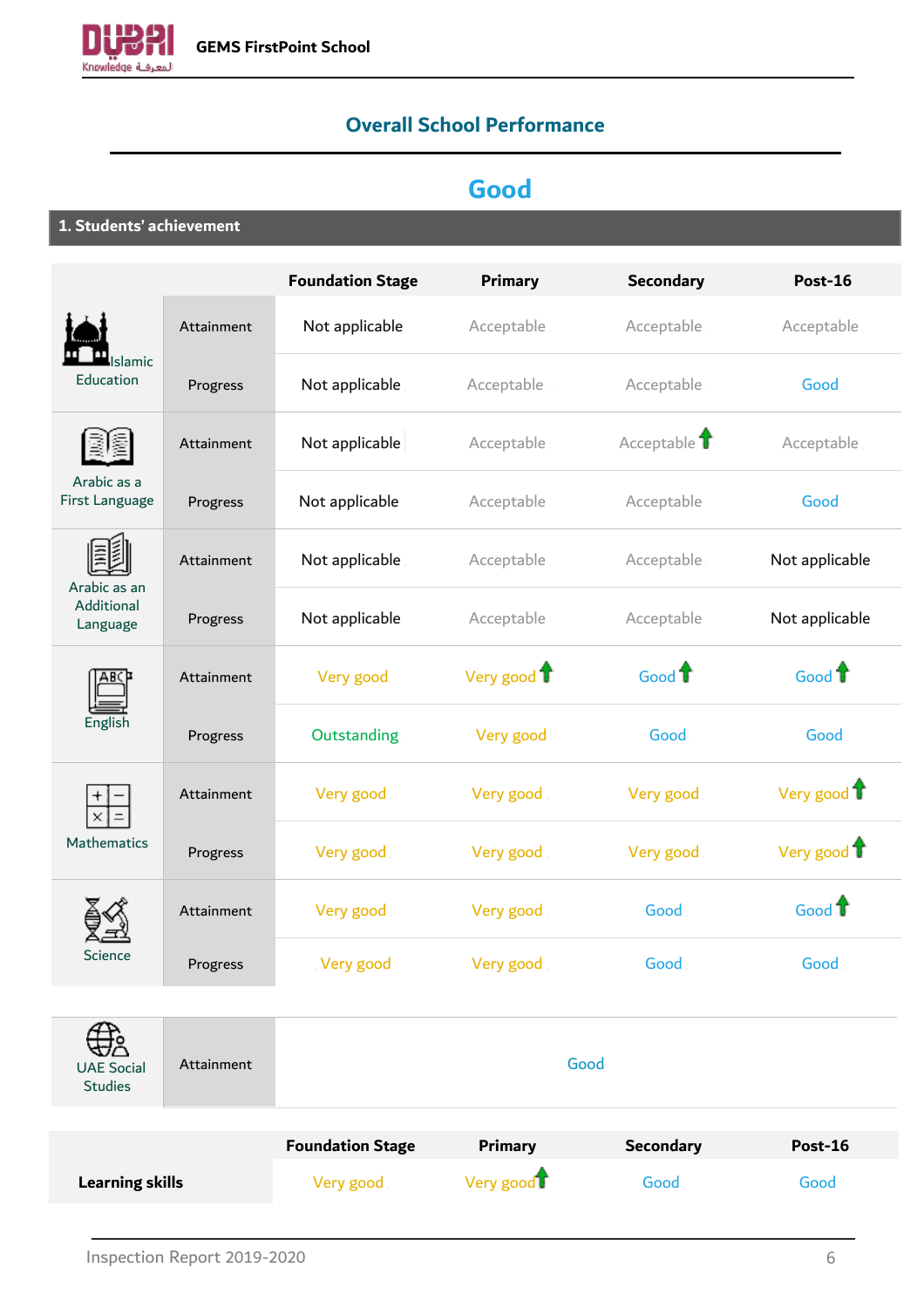## Overall School Performance

# Good

### 1. Students' achievement

| Subject | | Foundation Stage | Primary | Secondary | Post-16 |
|---|---|---|---|---|---|
| Islamic Education | Attainment | Not applicable | Acceptable | Acceptable | Acceptable |
| | Progress | Not applicable | Acceptable | Acceptable | Good |
| Arabic as a First Language | Attainment | Not applicable | Acceptable | Acceptable ↑ | Acceptable |
| | Progress | Not applicable | Acceptable | Acceptable | Good |
| Arabic as an Additional Language | Attainment | Not applicable | Acceptable | Acceptable | Not applicable |
| | Progress | Not applicable | Acceptable | Acceptable | Not applicable |
| English | Attainment | Very good | Very good ↑ | Good ↑ | Good ↑ |
| | Progress | Outstanding | Very good | Good | Good |
| Mathematics | Attainment | Very good | Very good | Very good | Very good ↑ |
| | Progress | Very good | Very good | Very good | Very good ↑ |
| Science | Attainment | Very good | Very good | Good | Good ↑ |
| | Progress | Very good | Very good | Good | Good |

| Subject | | |
|---|---|---|
| UAE Social Studies | Attainment | Good |

| | Foundation Stage | Primary | Secondary | Post-16 |
|---|---|---|---|---|
| **Learning skills** | Very good | Very good ↑ | Good | Good |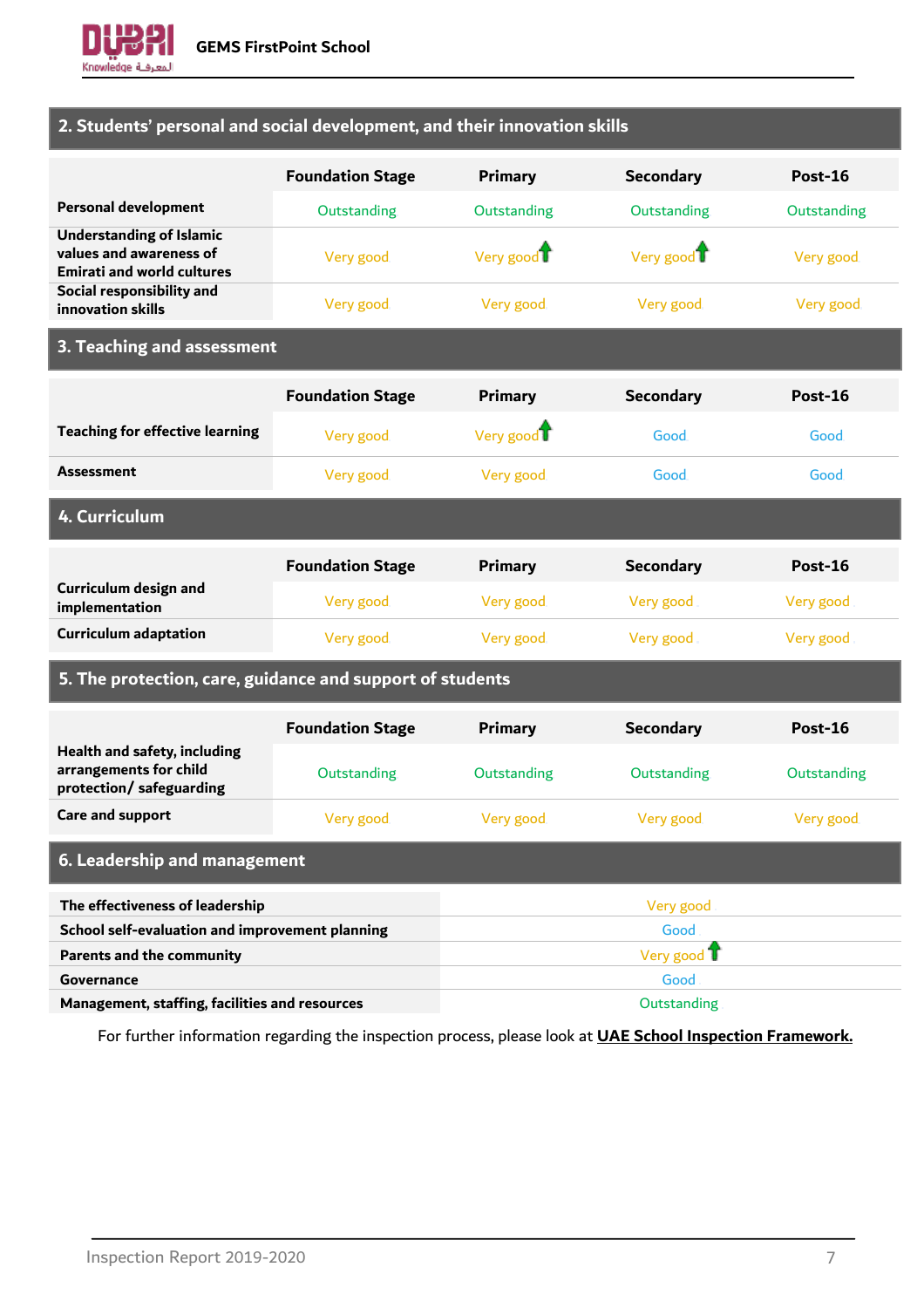## 2. Students' personal and social development, and their innovation skills

| | Foundation Stage | Primary | Secondary | Post-16 |
|---|---|---|---|---|
| Personal development | Outstanding | Outstanding | Outstanding | Outstanding |
| Understanding of Islamic values and awareness of Emirati and world cultures | Very good | Very good ↑ | Very good ↑ | Very good |
| Social responsibility and innovation skills | Very good | Very good | Very good | Very good |

## 3. Teaching and assessment

| | Foundation Stage | Primary | Secondary | Post-16 |
|---|---|---|---|---|
| Teaching for effective learning | Very good | Very good ↑ | Good | Good |
| Assessment | Very good | Very good | Good | Good |

## 4. Curriculum

| | Foundation Stage | Primary | Secondary | Post-16 |
|---|---|---|---|---|
| Curriculum design and implementation | Very good | Very good | Very good | Very good |
| Curriculum adaptation | Very good | Very good | Very good | Very good |

## 5. The protection, care, guidance and support of students

| | Foundation Stage | Primary | Secondary | Post-16 |
|---|---|---|---|---|
| Health and safety, including arrangements for child protection/ safeguarding | Outstanding | Outstanding | Outstanding | Outstanding |
| Care and support | Very good | Very good | Very good | Very good |

## 6. Leadership and management

| | |
|---|---|
| The effectiveness of leadership | Very good |
| School self-evaluation and improvement planning | Good |
| Parents and the community | Very good ↑ |
| Governance | Good |
| Management, staffing, facilities and resources | Outstanding |

For further information regarding the inspection process, please look at **UAE School Inspection Framework.**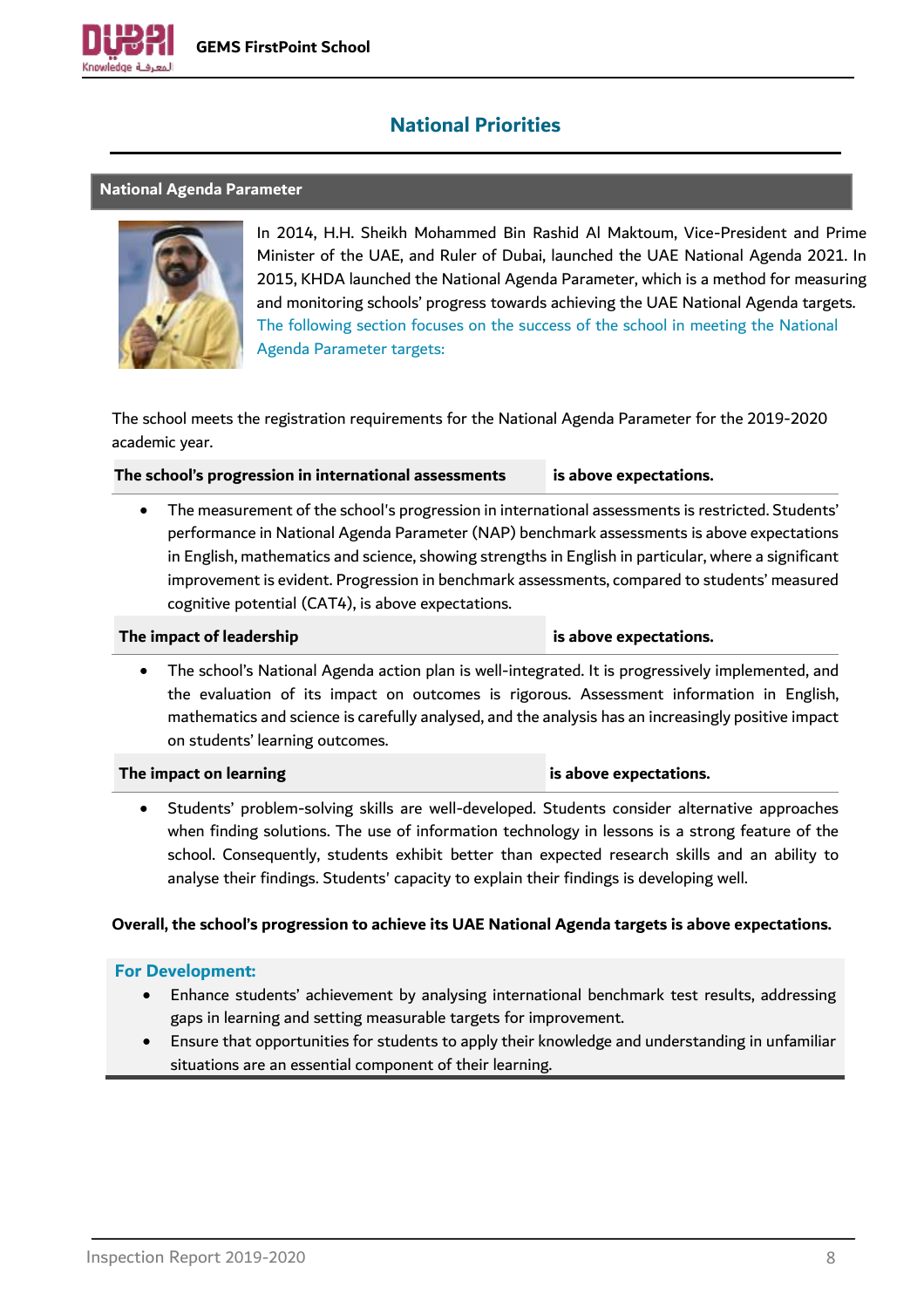## National Priorities

### National Agenda Parameter

In 2014, H.H. Sheikh Mohammed Bin Rashid Al Maktoum, Vice-President and Prime Minister of the UAE, and Ruler of Dubai, launched the UAE National Agenda 2021. In 2015, KHDA launched the National Agenda Parameter, which is a method for measuring and monitoring schools' progress towards achieving the UAE National Agenda targets. The following section focuses on the success of the school in meeting the National Agenda Parameter targets:

The school meets the registration requirements for the National Agenda Parameter for the 2019-2020 academic year.

| **The school's progression in international assessments** | **is above expectations.** |
|---|---|

- The measurement of the school's progression in international assessments is restricted. Students' performance in National Agenda Parameter (NAP) benchmark assessments is above expectations in English, mathematics and science, showing strengths in English in particular, where a significant improvement is evident. Progression in benchmark assessments, compared to students' measured cognitive potential (CAT4), is above expectations.

| **The impact of leadership** | **is above expectations.** |
|---|---|

- The school's National Agenda action plan is well-integrated. It is progressively implemented, and the evaluation of its impact on outcomes is rigorous. Assessment information in English, mathematics and science is carefully analysed, and the analysis has an increasingly positive impact on students' learning outcomes.

| **The impact on learning** | **is above expectations.** |
|---|---|

- Students' problem-solving skills are well-developed. Students consider alternative approaches when finding solutions. The use of information technology in lessons is a strong feature of the school. Consequently, students exhibit better than expected research skills and an ability to analyse their findings. Students' capacity to explain their findings is developing well.

**Overall, the school's progression to achieve its UAE National Agenda targets is above expectations.**

**For Development:**

- Enhance students' achievement by analysing international benchmark test results, addressing gaps in learning and setting measurable targets for improvement.
- Ensure that opportunities for students to apply their knowledge and understanding in unfamiliar situations are an essential component of their learning.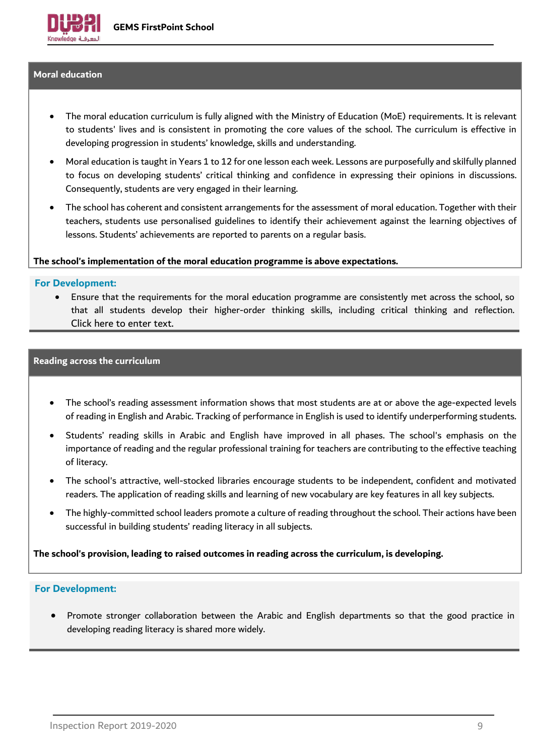## Moral education

- The moral education curriculum is fully aligned with the Ministry of Education (MoE) requirements. It is relevant to students' lives and is consistent in promoting the core values of the school. The curriculum is effective in developing progression in students' knowledge, skills and understanding.
- Moral education is taught in Years 1 to 12 for one lesson each week. Lessons are purposefully and skilfully planned to focus on developing students' critical thinking and confidence in expressing their opinions in discussions. Consequently, students are very engaged in their learning.
- The school has coherent and consistent arrangements for the assessment of moral education. Together with their teachers, students use personalised guidelines to identify their achievement against the learning objectives of lessons. Students' achievements are reported to parents on a regular basis.

**The school's implementation of the moral education programme is above expectations.**

**For Development:**

- Ensure that the requirements for the moral education programme are consistently met across the school, so that all students develop their higher-order thinking skills, including critical thinking and reflection. Click here to enter text.

## Reading across the curriculum

- The school's reading assessment information shows that most students are at or above the age-expected levels of reading in English and Arabic. Tracking of performance in English is used to identify underperforming students.
- Students' reading skills in Arabic and English have improved in all phases. The school's emphasis on the importance of reading and the regular professional training for teachers are contributing to the effective teaching of literacy.
- The school's attractive, well-stocked libraries encourage students to be independent, confident and motivated readers. The application of reading skills and learning of new vocabulary are key features in all key subjects.
- The highly-committed school leaders promote a culture of reading throughout the school. Their actions have been successful in building students' reading literacy in all subjects.

**The school's provision, leading to raised outcomes in reading across the curriculum, is developing.**

**For Development:**

- Promote stronger collaboration between the Arabic and English departments so that the good practice in developing reading literacy is shared more widely.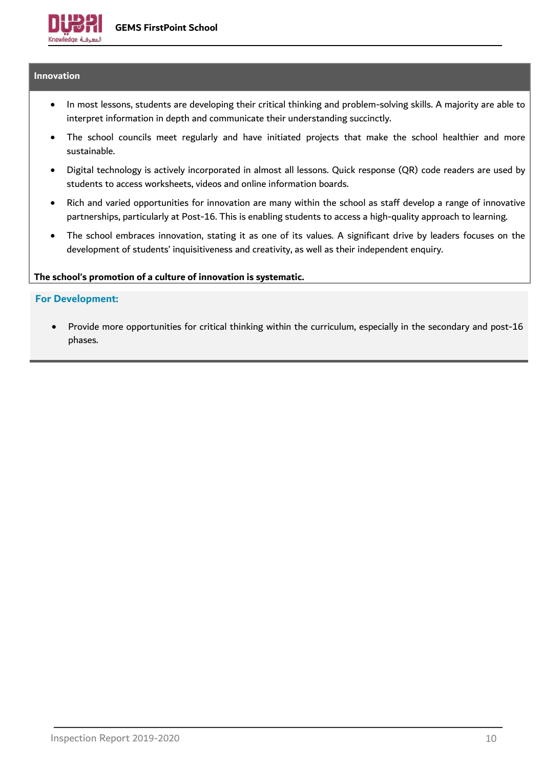## Innovation

- In most lessons, students are developing their critical thinking and problem-solving skills. A majority are able to interpret information in depth and communicate their understanding succinctly.
- The school councils meet regularly and have initiated projects that make the school healthier and more sustainable.
- Digital technology is actively incorporated in almost all lessons. Quick response (QR) code readers are used by students to access worksheets, videos and online information boards.
- Rich and varied opportunities for innovation are many within the school as staff develop a range of innovative partnerships, particularly at Post-16. This is enabling students to access a high-quality approach to learning.
- The school embraces innovation, stating it as one of its values. A significant drive by leaders focuses on the development of students' inquisitiveness and creativity, as well as their independent enquiry.

**The school's promotion of a culture of innovation is systematic.**

**For Development:**

- Provide more opportunities for critical thinking within the curriculum, especially in the secondary and post-16 phases.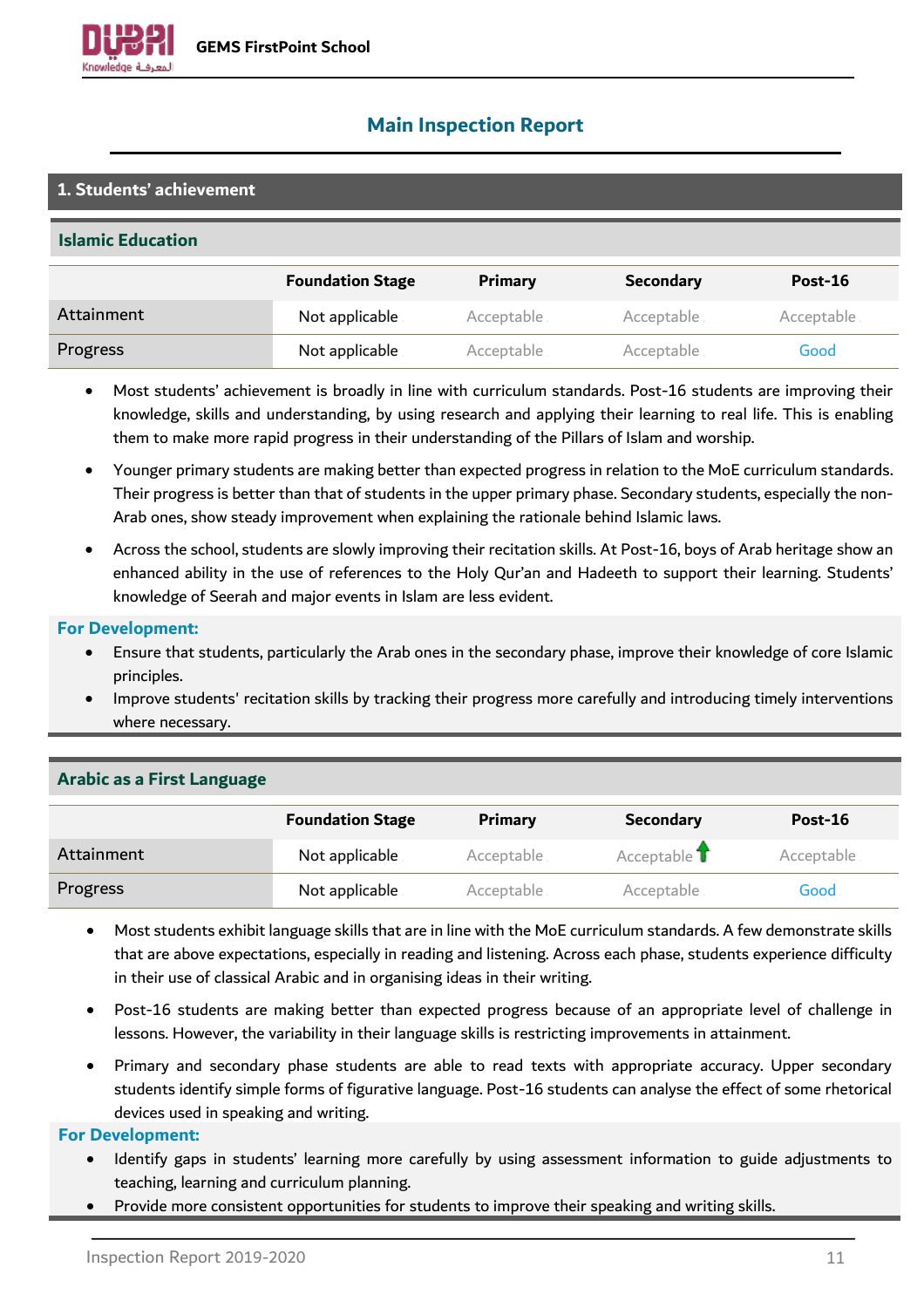## Main Inspection Report

### 1. Students' achievement

#### Islamic Education

| | Foundation Stage | Primary | Secondary | Post-16 |
|---|---|---|---|---|
| Attainment | Not applicable | Acceptable | Acceptable | Acceptable |
| Progress | Not applicable | Acceptable | Acceptable | Good |

- Most students' achievement is broadly in line with curriculum standards. Post-16 students are improving their knowledge, skills and understanding, by using research and applying their learning to real life. This is enabling them to make more rapid progress in their understanding of the Pillars of Islam and worship.
- Younger primary students are making better than expected progress in relation to the MoE curriculum standards. Their progress is better than that of students in the upper primary phase. Secondary students, especially the non-Arab ones, show steady improvement when explaining the rationale behind Islamic laws.
- Across the school, students are slowly improving their recitation skills. At Post-16, boys of Arab heritage show an enhanced ability in the use of references to the Holy Qur'an and Hadeeth to support their learning. Students' knowledge of Seerah and major events in Islam are less evident.

**For Development:**

- Ensure that students, particularly the Arab ones in the secondary phase, improve their knowledge of core Islamic principles.
- Improve students' recitation skills by tracking their progress more carefully and introducing timely interventions where necessary.

#### Arabic as a First Language

| | Foundation Stage | Primary | Secondary | Post-16 |
|---|---|---|---|---|
| Attainment | Not applicable | Acceptable | Acceptable ↑ | Acceptable |
| Progress | Not applicable | Acceptable | Acceptable | Good |

- Most students exhibit language skills that are in line with the MoE curriculum standards. A few demonstrate skills that are above expectations, especially in reading and listening. Across each phase, students experience difficulty in their use of classical Arabic and in organising ideas in their writing.
- Post-16 students are making better than expected progress because of an appropriate level of challenge in lessons. However, the variability in their language skills is restricting improvements in attainment.
- Primary and secondary phase students are able to read texts with appropriate accuracy. Upper secondary students identify simple forms of figurative language. Post-16 students can analyse the effect of some rhetorical devices used in speaking and writing.

**For Development:**

- Identify gaps in students' learning more carefully by using assessment information to guide adjustments to teaching, learning and curriculum planning.
- Provide more consistent opportunities for students to improve their speaking and writing skills.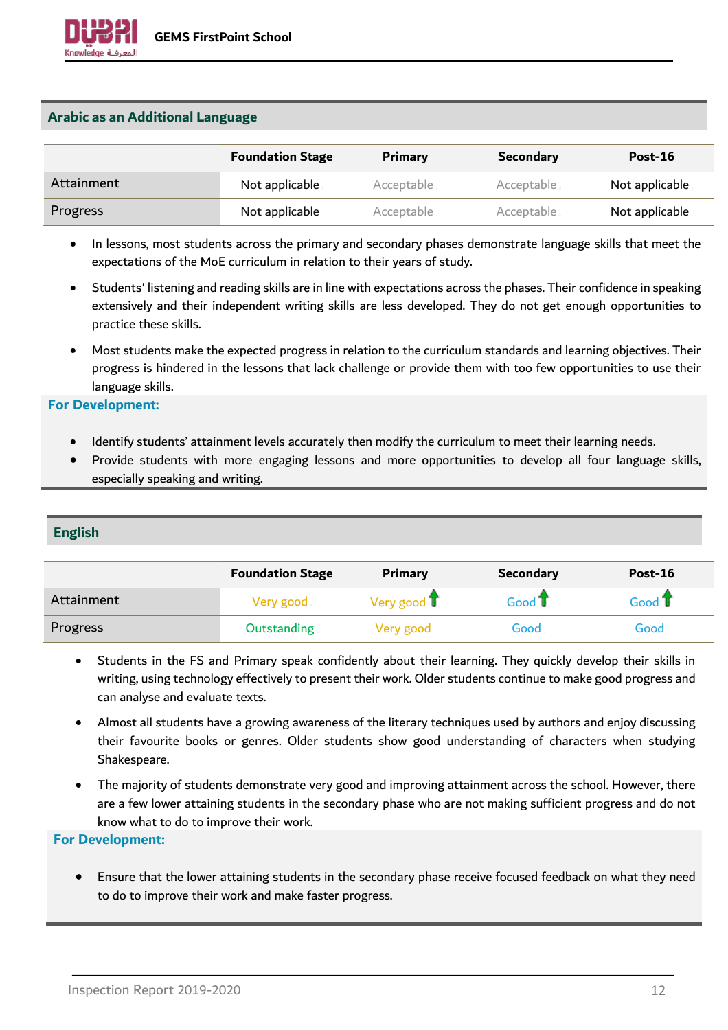## Arabic as an Additional Language

| | Foundation Stage | Primary | Secondary | Post-16 |
|---|---|---|---|---|
| Attainment | Not applicable | Acceptable | Acceptable | Not applicable |
| Progress | Not applicable | Acceptable | Acceptable | Not applicable |

- In lessons, most students across the primary and secondary phases demonstrate language skills that meet the expectations of the MoE curriculum in relation to their years of study.
- Students' listening and reading skills are in line with expectations across the phases. Their confidence in speaking extensively and their independent writing skills are less developed. They do not get enough opportunities to practice these skills.
- Most students make the expected progress in relation to the curriculum standards and learning objectives. Their progress is hindered in the lessons that lack challenge or provide them with too few opportunities to use their language skills.

**For Development:**

- Identify students' attainment levels accurately then modify the curriculum to meet their learning needs.
- Provide students with more engaging lessons and more opportunities to develop all four language skills, especially speaking and writing.

## English

| | Foundation Stage | Primary | Secondary | Post-16 |
|---|---|---|---|---|
| Attainment | Very good | Very good ↑ | Good ↑ | Good ↑ |
| Progress | Outstanding | Very good | Good | Good |

- Students in the FS and Primary speak confidently about their learning. They quickly develop their skills in writing, using technology effectively to present their work. Older students continue to make good progress and can analyse and evaluate texts.
- Almost all students have a growing awareness of the literary techniques used by authors and enjoy discussing their favourite books or genres. Older students show good understanding of characters when studying Shakespeare.
- The majority of students demonstrate very good and improving attainment across the school. However, there are a few lower attaining students in the secondary phase who are not making sufficient progress and do not know what to do to improve their work.

**For Development:**

- Ensure that the lower attaining students in the secondary phase receive focused feedback on what they need to do to improve their work and make faster progress.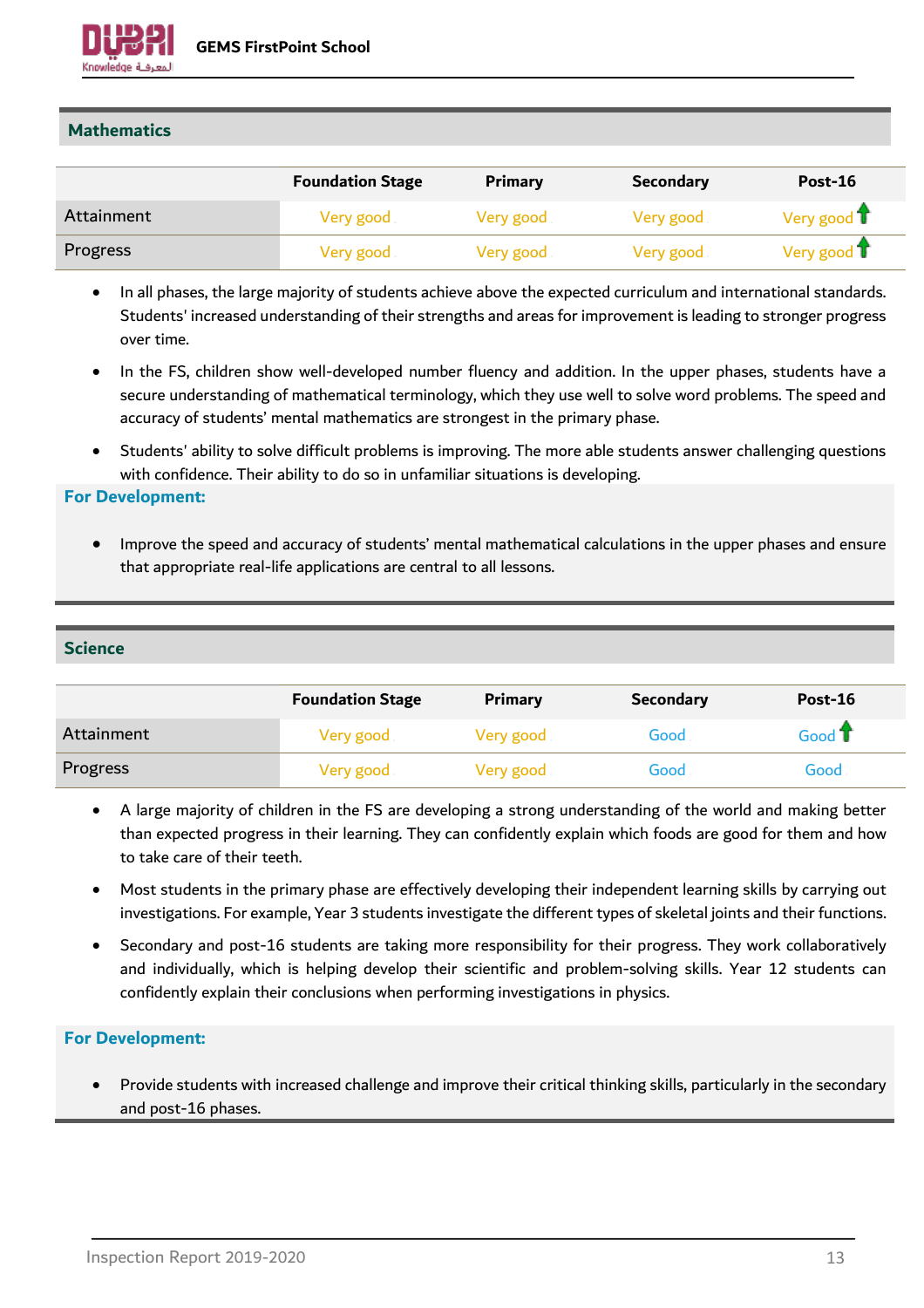## Mathematics

| | Foundation Stage | Primary | Secondary | Post-16 |
|---|---|---|---|---|
| Attainment | Very good | Very good | Very good | Very good ↑ |
| Progress | Very good | Very good | Very good | Very good ↑ |

- In all phases, the large majority of students achieve above the expected curriculum and international standards. Students' increased understanding of their strengths and areas for improvement is leading to stronger progress over time.
- In the FS, children show well-developed number fluency and addition. In the upper phases, students have a secure understanding of mathematical terminology, which they use well to solve word problems. The speed and accuracy of students' mental mathematics are strongest in the primary phase.
- Students' ability to solve difficult problems is improving. The more able students answer challenging questions with confidence. Their ability to do so in unfamiliar situations is developing.

**For Development:**

- Improve the speed and accuracy of students' mental mathematical calculations in the upper phases and ensure that appropriate real-life applications are central to all lessons.

## Science

| | Foundation Stage | Primary | Secondary | Post-16 |
|---|---|---|---|---|
| Attainment | Very good | Very good | Good | Good ↑ |
| Progress | Very good | Very good | Good | Good |

- A large majority of children in the FS are developing a strong understanding of the world and making better than expected progress in their learning. They can confidently explain which foods are good for them and how to take care of their teeth.
- Most students in the primary phase are effectively developing their independent learning skills by carrying out investigations. For example, Year 3 students investigate the different types of skeletal joints and their functions.
- Secondary and post-16 students are taking more responsibility for their progress. They work collaboratively and individually, which is helping develop their scientific and problem-solving skills. Year 12 students can confidently explain their conclusions when performing investigations in physics.

**For Development:**

- Provide students with increased challenge and improve their critical thinking skills, particularly in the secondary and post-16 phases.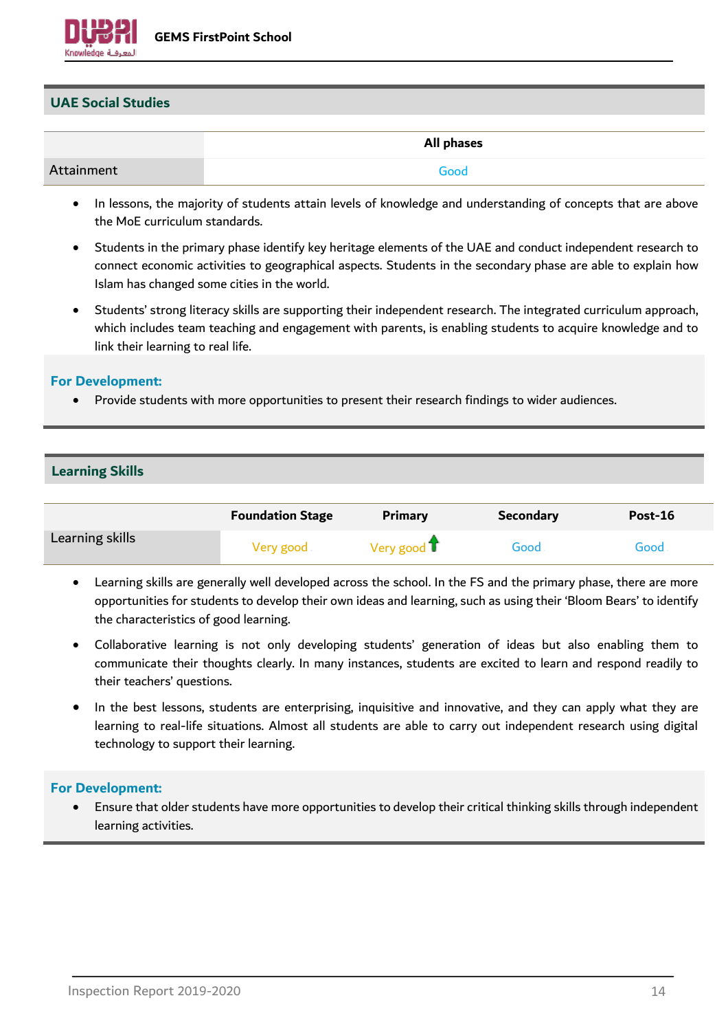## UAE Social Studies

| | All phases |
|---|---|
| Attainment | Good |

- In lessons, the majority of students attain levels of knowledge and understanding of concepts that are above the MoE curriculum standards.
- Students in the primary phase identify key heritage elements of the UAE and conduct independent research to connect economic activities to geographical aspects. Students in the secondary phase are able to explain how Islam has changed some cities in the world.
- Students' strong literacy skills are supporting their independent research. The integrated curriculum approach, which includes team teaching and engagement with parents, is enabling students to acquire knowledge and to link their learning to real life.

### For Development:

- Provide students with more opportunities to present their research findings to wider audiences.

## Learning Skills

| | Foundation Stage | Primary | Secondary | Post-16 |
|---|---|---|---|---|
| Learning skills | Very good | Very good ↑ | Good | Good |

- Learning skills are generally well developed across the school. In the FS and the primary phase, there are more opportunities for students to develop their own ideas and learning, such as using their 'Bloom Bears' to identify the characteristics of good learning.
- Collaborative learning is not only developing students' generation of ideas but also enabling them to communicate their thoughts clearly. In many instances, students are excited to learn and respond readily to their teachers' questions.
- In the best lessons, students are enterprising, inquisitive and innovative, and they can apply what they are learning to real-life situations. Almost all students are able to carry out independent research using digital technology to support their learning.

### For Development:

- Ensure that older students have more opportunities to develop their critical thinking skills through independent learning activities.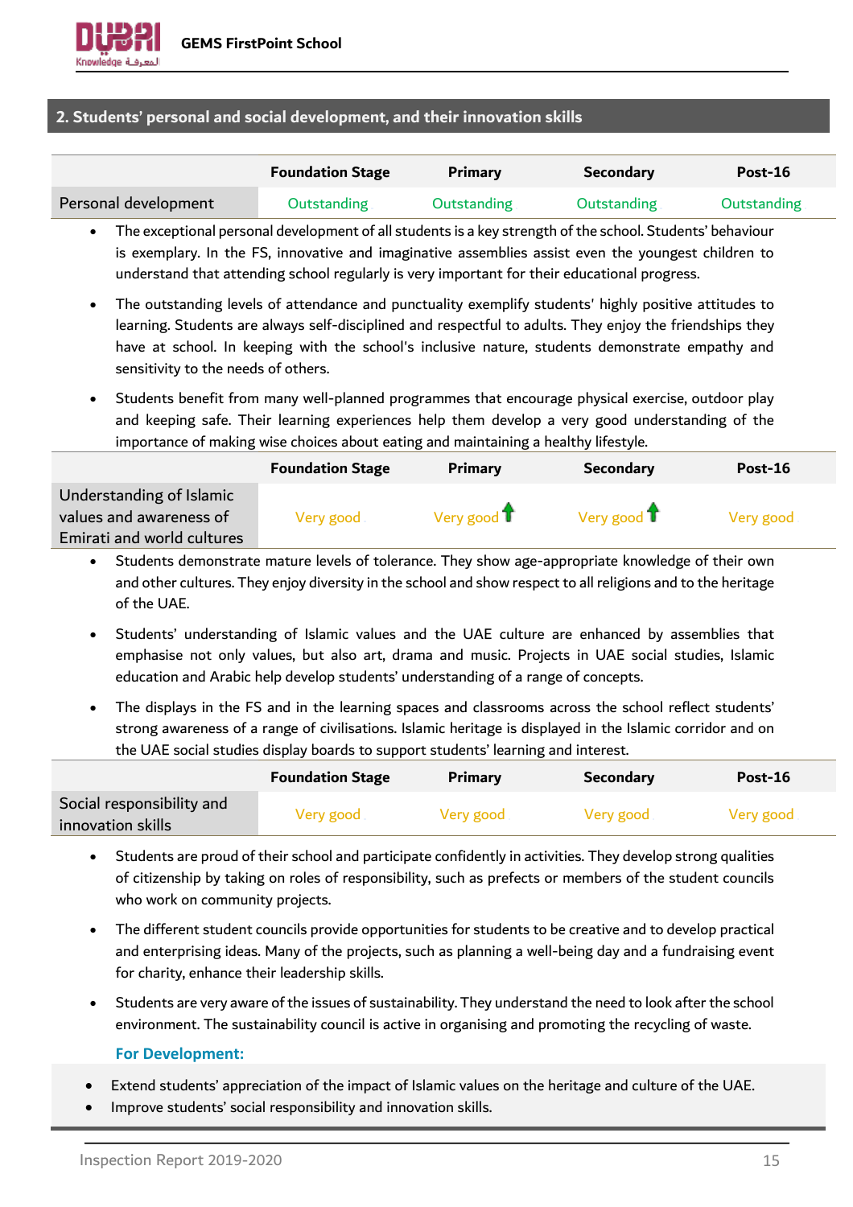## 2. Students' personal and social development, and their innovation skills

| | Foundation Stage | Primary | Secondary | Post-16 |
|---|---|---|---|---|
| Personal development | Outstanding | Outstanding | Outstanding | Outstanding |

- The exceptional personal development of all students is a key strength of the school. Students' behaviour is exemplary. In the FS, innovative and imaginative assemblies assist even the youngest children to understand that attending school regularly is very important for their educational progress.
- The outstanding levels of attendance and punctuality exemplify students' highly positive attitudes to learning. Students are always self-disciplined and respectful to adults. They enjoy the friendships they have at school. In keeping with the school's inclusive nature, students demonstrate empathy and sensitivity to the needs of others.
- Students benefit from many well-planned programmes that encourage physical exercise, outdoor play and keeping safe. Their learning experiences help them develop a very good understanding of the importance of making wise choices about eating and maintaining a healthy lifestyle.

| | Foundation Stage | Primary | Secondary | Post-16 |
|---|---|---|---|---|
| Understanding of Islamic values and awareness of Emirati and world cultures | Very good | Very good ↑ | Very good ↑ | Very good |

- Students demonstrate mature levels of tolerance. They show age-appropriate knowledge of their own and other cultures. They enjoy diversity in the school and show respect to all religions and to the heritage of the UAE.
- Students' understanding of Islamic values and the UAE culture are enhanced by assemblies that emphasise not only values, but also art, drama and music. Projects in UAE social studies, Islamic education and Arabic help develop students' understanding of a range of concepts.
- The displays in the FS and in the learning spaces and classrooms across the school reflect students' strong awareness of a range of civilisations. Islamic heritage is displayed in the Islamic corridor and on the UAE social studies display boards to support students' learning and interest.

| | Foundation Stage | Primary | Secondary | Post-16 |
|---|---|---|---|---|
| Social responsibility and innovation skills | Very good | Very good | Very good | Very good |

- Students are proud of their school and participate confidently in activities. They develop strong qualities of citizenship by taking on roles of responsibility, such as prefects or members of the student councils who work on community projects.
- The different student councils provide opportunities for students to be creative and to develop practical and enterprising ideas. Many of the projects, such as planning a well-being day and a fundraising event for charity, enhance their leadership skills.
- Students are very aware of the issues of sustainability. They understand the need to look after the school environment. The sustainability council is active in organising and promoting the recycling of waste.

**For Development:**

- Extend students' appreciation of the impact of Islamic values on the heritage and culture of the UAE.
- Improve students' social responsibility and innovation skills.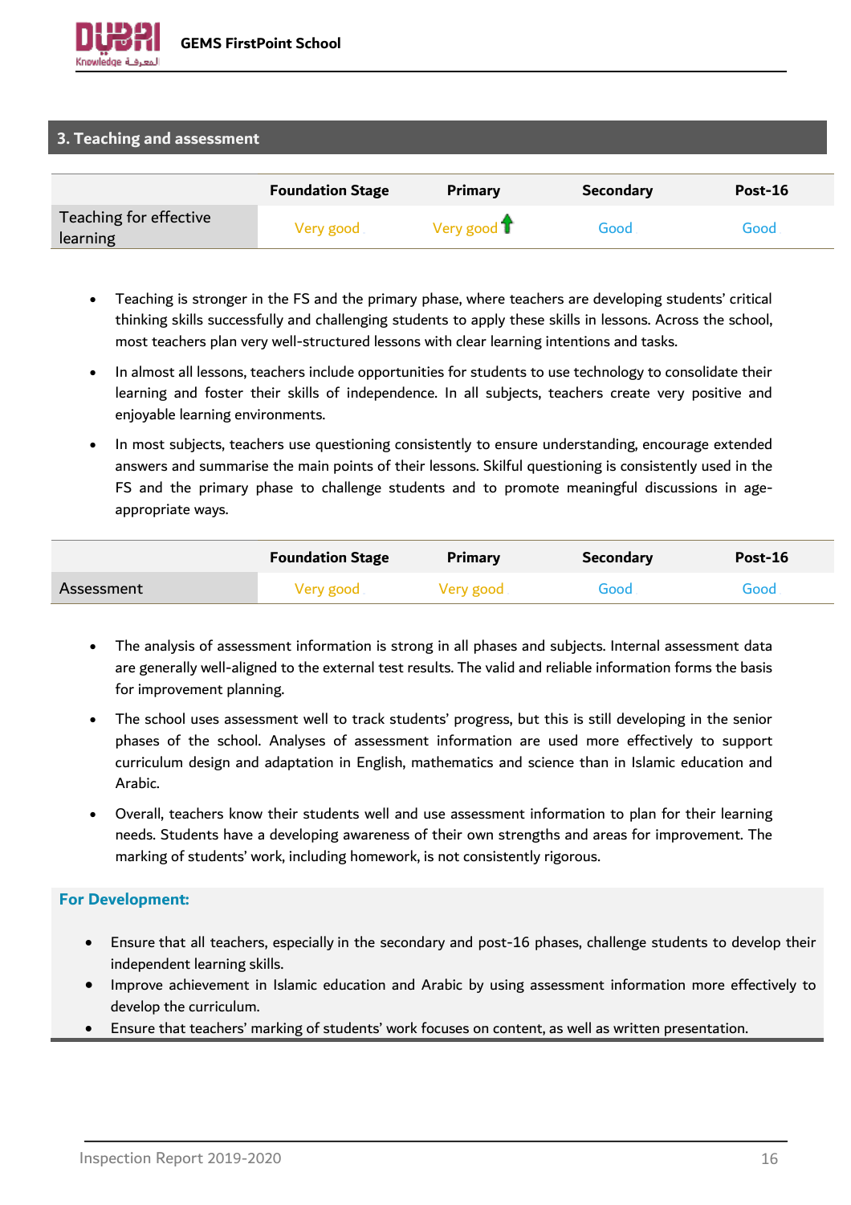## 3. Teaching and assessment

| | Foundation Stage | Primary | Secondary | Post-16 |
|---|---|---|---|---|
| Teaching for effective learning | Very good | Very good ↑ | Good | Good |

- Teaching is stronger in the FS and the primary phase, where teachers are developing students' critical thinking skills successfully and challenging students to apply these skills in lessons. Across the school, most teachers plan very well-structured lessons with clear learning intentions and tasks.
- In almost all lessons, teachers include opportunities for students to use technology to consolidate their learning and foster their skills of independence. In all subjects, teachers create very positive and enjoyable learning environments.
- In most subjects, teachers use questioning consistently to ensure understanding, encourage extended answers and summarise the main points of their lessons. Skilful questioning is consistently used in the FS and the primary phase to challenge students and to promote meaningful discussions in age-appropriate ways.

| | Foundation Stage | Primary | Secondary | Post-16 |
|---|---|---|---|---|
| Assessment | Very good | Very good | Good | Good |

- The analysis of assessment information is strong in all phases and subjects. Internal assessment data are generally well-aligned to the external test results. The valid and reliable information forms the basis for improvement planning.
- The school uses assessment well to track students' progress, but this is still developing in the senior phases of the school. Analyses of assessment information are used more effectively to support curriculum design and adaptation in English, mathematics and science than in Islamic education and Arabic.
- Overall, teachers know their students well and use assessment information to plan for their learning needs. Students have a developing awareness of their own strengths and areas for improvement. The marking of students' work, including homework, is not consistently rigorous.

**For Development:**

- Ensure that all teachers, especially in the secondary and post-16 phases, challenge students to develop their independent learning skills.
- Improve achievement in Islamic education and Arabic by using assessment information more effectively to develop the curriculum.
- Ensure that teachers' marking of students' work focuses on content, as well as written presentation.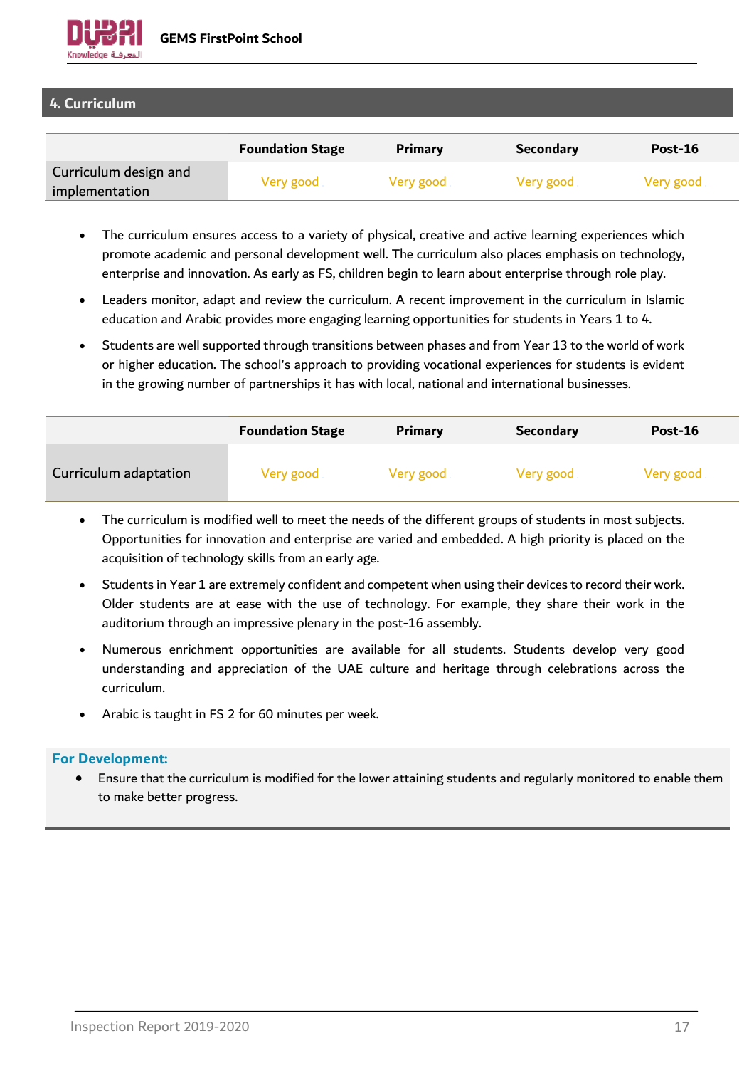## 4. Curriculum

| | Foundation Stage | Primary | Secondary | Post-16 |
|---|---|---|---|---|
| Curriculum design and implementation | Very good | Very good | Very good | Very good |

- The curriculum ensures access to a variety of physical, creative and active learning experiences which promote academic and personal development well. The curriculum also places emphasis on technology, enterprise and innovation. As early as FS, children begin to learn about enterprise through role play.
- Leaders monitor, adapt and review the curriculum. A recent improvement in the curriculum in Islamic education and Arabic provides more engaging learning opportunities for students in Years 1 to 4.
- Students are well supported through transitions between phases and from Year 13 to the world of work or higher education. The school's approach to providing vocational experiences for students is evident in the growing number of partnerships it has with local, national and international businesses.

| | Foundation Stage | Primary | Secondary | Post-16 |
|---|---|---|---|---|
| Curriculum adaptation | Very good | Very good | Very good | Very good |

- The curriculum is modified well to meet the needs of the different groups of students in most subjects. Opportunities for innovation and enterprise are varied and embedded. A high priority is placed on the acquisition of technology skills from an early age.
- Students in Year 1 are extremely confident and competent when using their devices to record their work. Older students are at ease with the use of technology. For example, they share their work in the auditorium through an impressive plenary in the post-16 assembly.
- Numerous enrichment opportunities are available for all students. Students develop very good understanding and appreciation of the UAE culture and heritage through celebrations across the curriculum.
- Arabic is taught in FS 2 for 60 minutes per week.

**For Development:**

- Ensure that the curriculum is modified for the lower attaining students and regularly monitored to enable them to make better progress.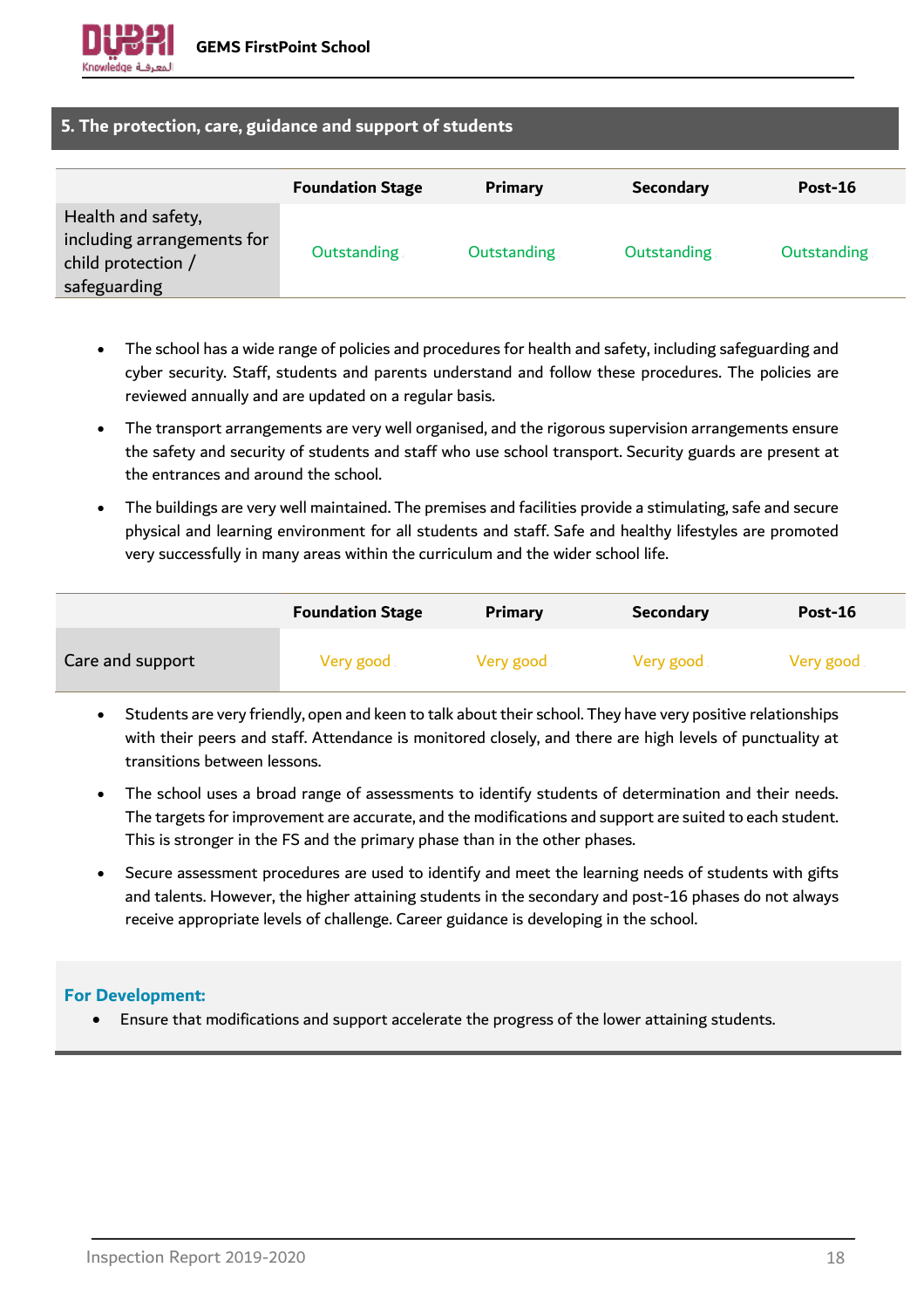## 5. The protection, care, guidance and support of students

| | Foundation Stage | Primary | Secondary | Post-16 |
|---|---|---|---|---|
| Health and safety, including arrangements for child protection / safeguarding | Outstanding | Outstanding | Outstanding | Outstanding |

- The school has a wide range of policies and procedures for health and safety, including safeguarding and cyber security. Staff, students and parents understand and follow these procedures. The policies are reviewed annually and are updated on a regular basis.
- The transport arrangements are very well organised, and the rigorous supervision arrangements ensure the safety and security of students and staff who use school transport. Security guards are present at the entrances and around the school.
- The buildings are very well maintained. The premises and facilities provide a stimulating, safe and secure physical and learning environment for all students and staff. Safe and healthy lifestyles are promoted very successfully in many areas within the curriculum and the wider school life.

| | Foundation Stage | Primary | Secondary | Post-16 |
|---|---|---|---|---|
| Care and support | Very good | Very good | Very good | Very good |

- Students are very friendly, open and keen to talk about their school. They have very positive relationships with their peers and staff. Attendance is monitored closely, and there are high levels of punctuality at transitions between lessons.
- The school uses a broad range of assessments to identify students of determination and their needs. The targets for improvement are accurate, and the modifications and support are suited to each student. This is stronger in the FS and the primary phase than in the other phases.
- Secure assessment procedures are used to identify and meet the learning needs of students with gifts and talents. However, the higher attaining students in the secondary and post-16 phases do not always receive appropriate levels of challenge. Career guidance is developing in the school.

**For Development:**

- Ensure that modifications and support accelerate the progress of the lower attaining students.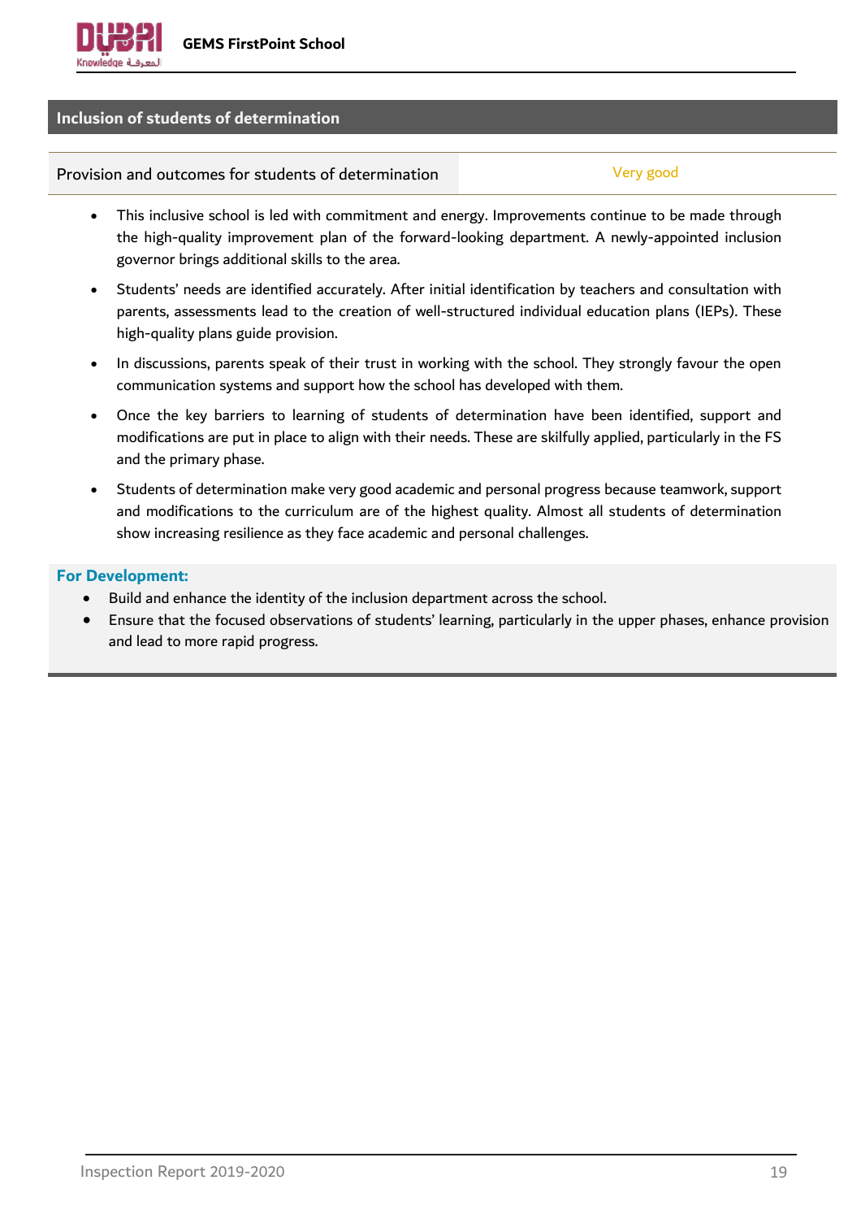## Inclusion of students of determination

| Provision and outcomes for students of determination | Very good |
|---|---|

- This inclusive school is led with commitment and energy. Improvements continue to be made through the high-quality improvement plan of the forward-looking department. A newly-appointed inclusion governor brings additional skills to the area.
- Students' needs are identified accurately. After initial identification by teachers and consultation with parents, assessments lead to the creation of well-structured individual education plans (IEPs). These high-quality plans guide provision.
- In discussions, parents speak of their trust in working with the school. They strongly favour the open communication systems and support how the school has developed with them.
- Once the key barriers to learning of students of determination have been identified, support and modifications are put in place to align with their needs. These are skilfully applied, particularly in the FS and the primary phase.
- Students of determination make very good academic and personal progress because teamwork, support and modifications to the curriculum are of the highest quality. Almost all students of determination show increasing resilience as they face academic and personal challenges.

**For Development:**

- Build and enhance the identity of the inclusion department across the school.
- Ensure that the focused observations of students' learning, particularly in the upper phases, enhance provision and lead to more rapid progress.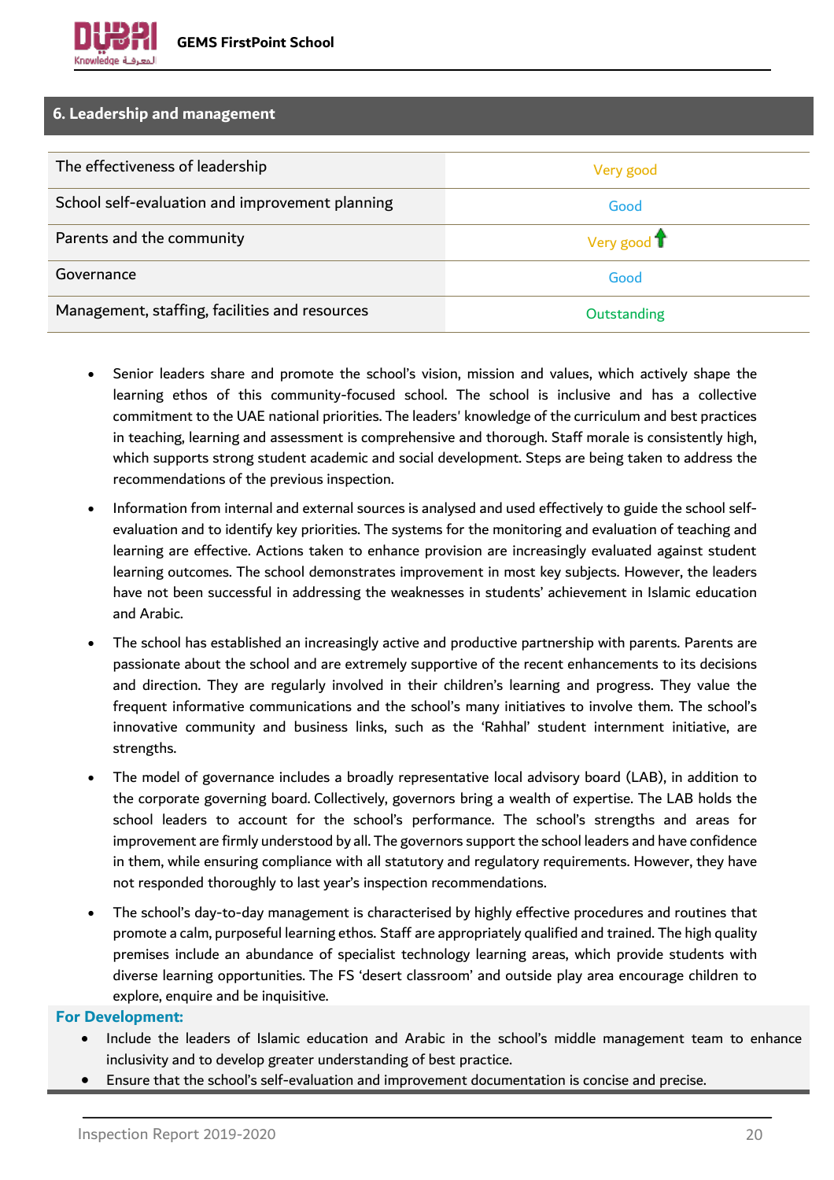## 6. Leadership and management

| | |
|---|---|
| The effectiveness of leadership | Very good |
| School self-evaluation and improvement planning | Good |
| Parents and the community | Very good ↑ |
| Governance | Good |
| Management, staffing, facilities and resources | Outstanding |

- Senior leaders share and promote the school's vision, mission and values, which actively shape the learning ethos of this community-focused school. The school is inclusive and has a collective commitment to the UAE national priorities. The leaders' knowledge of the curriculum and best practices in teaching, learning and assessment is comprehensive and thorough. Staff morale is consistently high, which supports strong student academic and social development. Steps are being taken to address the recommendations of the previous inspection.
- Information from internal and external sources is analysed and used effectively to guide the school self-evaluation and to identify key priorities. The systems for the monitoring and evaluation of teaching and learning are effective. Actions taken to enhance provision are increasingly evaluated against student learning outcomes. The school demonstrates improvement in most key subjects. However, the leaders have not been successful in addressing the weaknesses in students' achievement in Islamic education and Arabic.
- The school has established an increasingly active and productive partnership with parents. Parents are passionate about the school and are extremely supportive of the recent enhancements to its decisions and direction. They are regularly involved in their children's learning and progress. They value the frequent informative communications and the school's many initiatives to involve them. The school's innovative community and business links, such as the 'Rahhal' student internment initiative, are strengths.
- The model of governance includes a broadly representative local advisory board (LAB), in addition to the corporate governing board. Collectively, governors bring a wealth of expertise. The LAB holds the school leaders to account for the school's performance. The school's strengths and areas for improvement are firmly understood by all. The governors support the school leaders and have confidence in them, while ensuring compliance with all statutory and regulatory requirements. However, they have not responded thoroughly to last year's inspection recommendations.
- The school's day-to-day management is characterised by highly effective procedures and routines that promote a calm, purposeful learning ethos. Staff are appropriately qualified and trained. The high quality premises include an abundance of specialist technology learning areas, which provide students with diverse learning opportunities. The FS 'desert classroom' and outside play area encourage children to explore, enquire and be inquisitive.

**For Development:**

- Include the leaders of Islamic education and Arabic in the school's middle management team to enhance inclusivity and to develop greater understanding of best practice.
- Ensure that the school's self-evaluation and improvement documentation is concise and precise.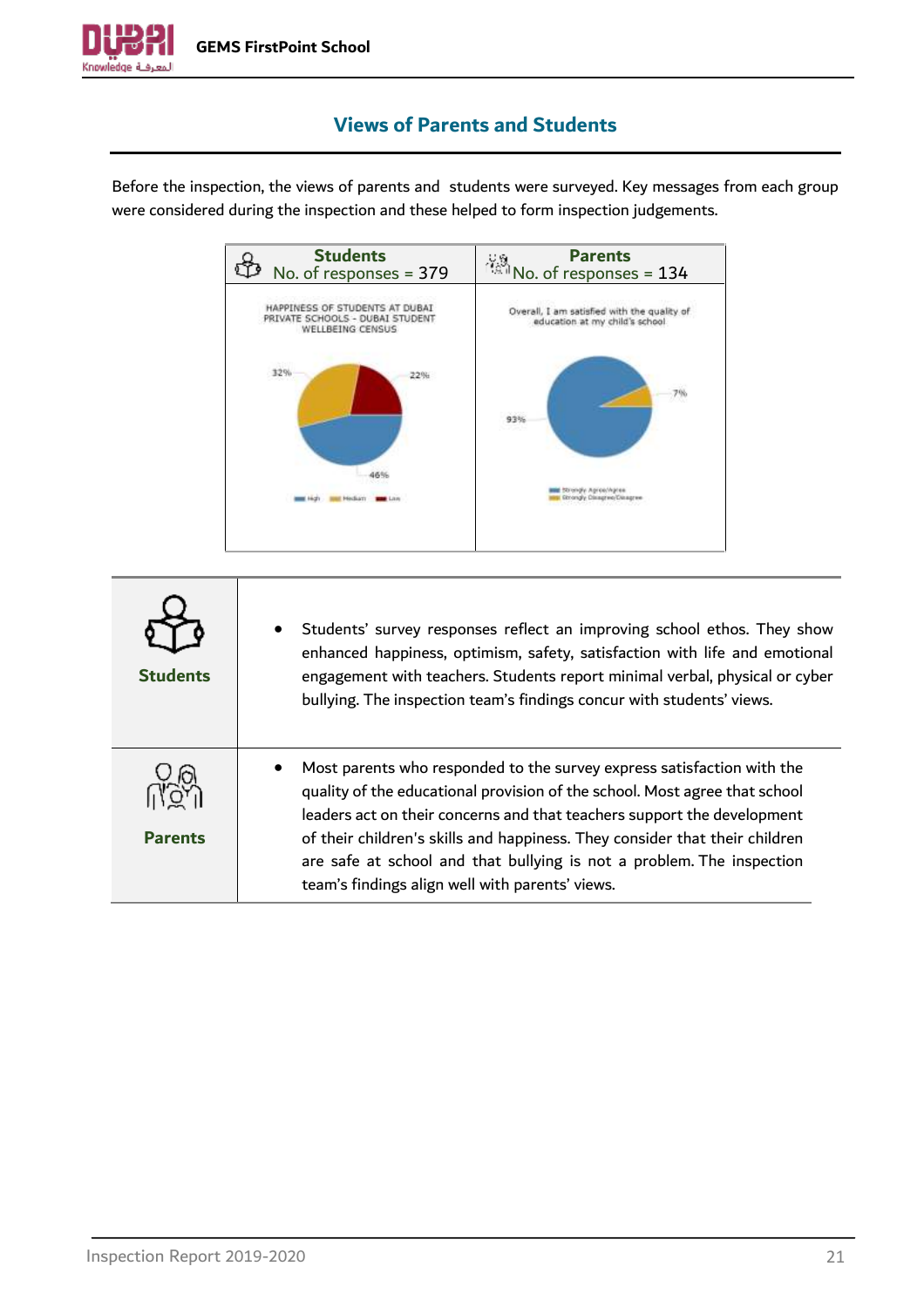## Views of Parents and Students

Before the inspection, the views of parents and students were surveyed. Key messages from each group were considered during the inspection and these helped to form inspection judgements.

| Students No. of responses = 379 | Parents No. of responses = 134 |
| --- | --- |
| HAPPINESS OF STUDENTS AT DUBAI PRIVATE SCHOOLS - DUBAI STUDENT WELLBEING CENSUS: High 46%, Medium 32%, Low 22% | Overall, I am satisfied with the quality of education at my child's school: Strongly Agree/Agree 93%, Strongly Disagree/Disagree 7% |

| | |
| --- | --- |
| **Students** | • Students' survey responses reflect an improving school ethos. They show enhanced happiness, optimism, safety, satisfaction with life and emotional engagement with teachers. Students report minimal verbal, physical or cyber bullying. The inspection team's findings concur with students' views. |
| **Parents** | • Most parents who responded to the survey express satisfaction with the quality of the educational provision of the school. Most agree that school leaders act on their concerns and that teachers support the development of their children's skills and happiness. They consider that their children are safe at school and that bullying is not a problem. The inspection team's findings align well with parents' views. |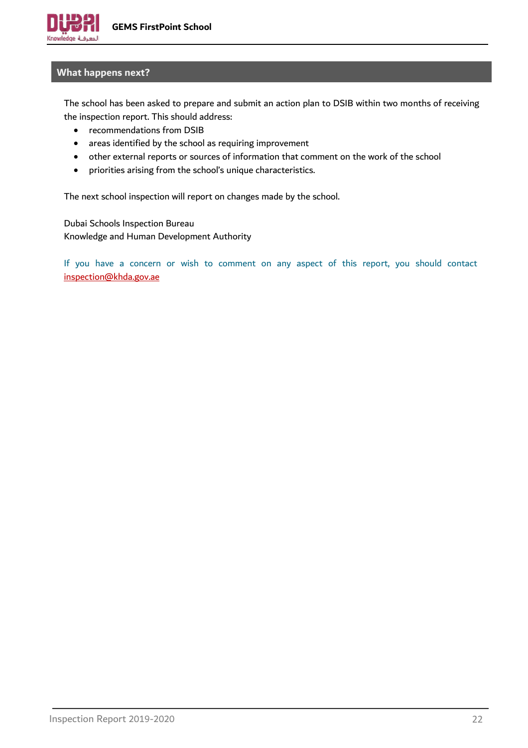## What happens next?

The school has been asked to prepare and submit an action plan to DSIB within two months of receiving the inspection report. This should address:

- recommendations from DSIB
- areas identified by the school as requiring improvement
- other external reports or sources of information that comment on the work of the school
- priorities arising from the school's unique characteristics.

The next school inspection will report on changes made by the school.

Dubai Schools Inspection Bureau
Knowledge and Human Development Authority

If you have a concern or wish to comment on any aspect of this report, you should contact inspection@khda.gov.ae